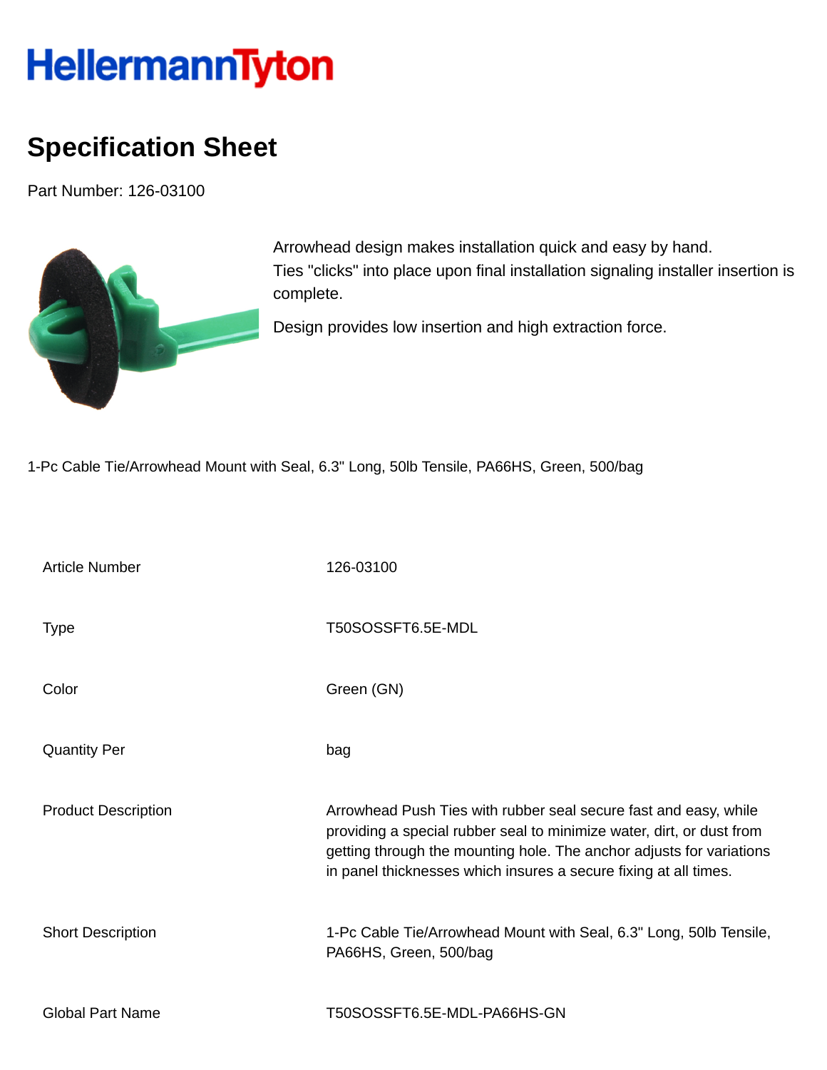# HellermannTyton

## Specification Sheet

Part Number: 126-03100

Arrowhead design makes installation quick and easy by hand.
Ties "clicks" into place upon final installation signaling installer insertion is complete.

Design provides low insertion and high extraction force.

1-Pc Cable Tie/Arrowhead Mount with Seal, 6.3" Long, 50lb Tensile, PA66HS, Green, 500/bag

| | |
|---|---|
| Article Number | 126-03100 |
| Type | T50SOSSFT6.5E-MDL |
| Color | Green (GN) |
| Quantity Per | bag |
| Product Description | Arrowhead Push Ties with rubber seal secure fast and easy, while providing a special rubber seal to minimize water, dirt, or dust from getting through the mounting hole. The anchor adjusts for variations in panel thicknesses which insures a secure fixing at all times. |
| Short Description | 1-Pc Cable Tie/Arrowhead Mount with Seal, 6.3" Long, 50lb Tensile, PA66HS, Green, 500/bag |
| Global Part Name | T50SOSSFT6.5E-MDL-PA66HS-GN |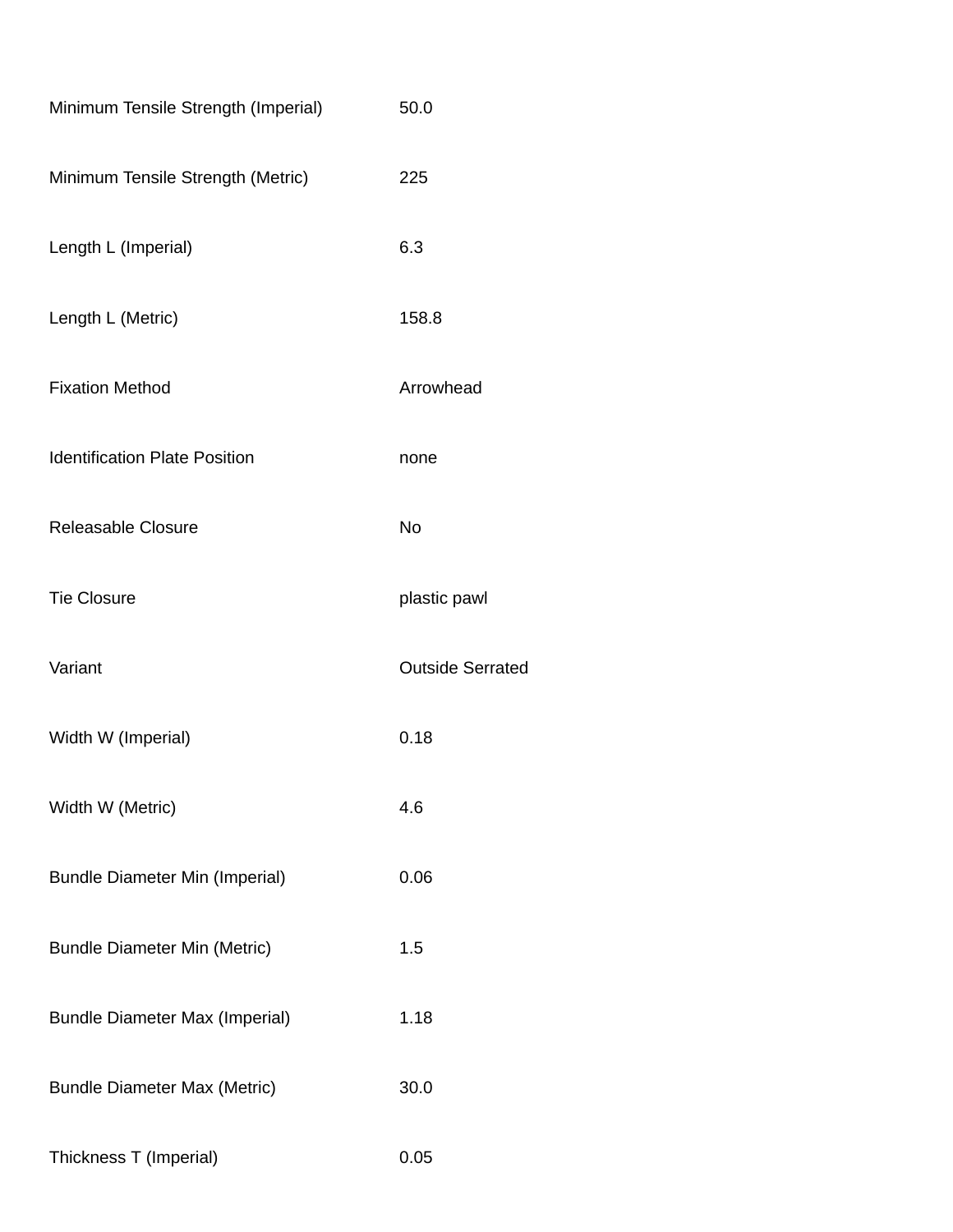| | |
|---|---|
| Minimum Tensile Strength (Imperial) | 50.0 |
| Minimum Tensile Strength (Metric) | 225 |
| Length L (Imperial) | 6.3 |
| Length L (Metric) | 158.8 |
| Fixation Method | Arrowhead |
| Identification Plate Position | none |
| Releasable Closure | No |
| Tie Closure | plastic pawl |
| Variant | Outside Serrated |
| Width W (Imperial) | 0.18 |
| Width W (Metric) | 4.6 |
| Bundle Diameter Min (Imperial) | 0.06 |
| Bundle Diameter Min (Metric) | 1.5 |
| Bundle Diameter Max (Imperial) | 1.18 |
| Bundle Diameter Max (Metric) | 30.0 |
| Thickness T (Imperial) | 0.05 |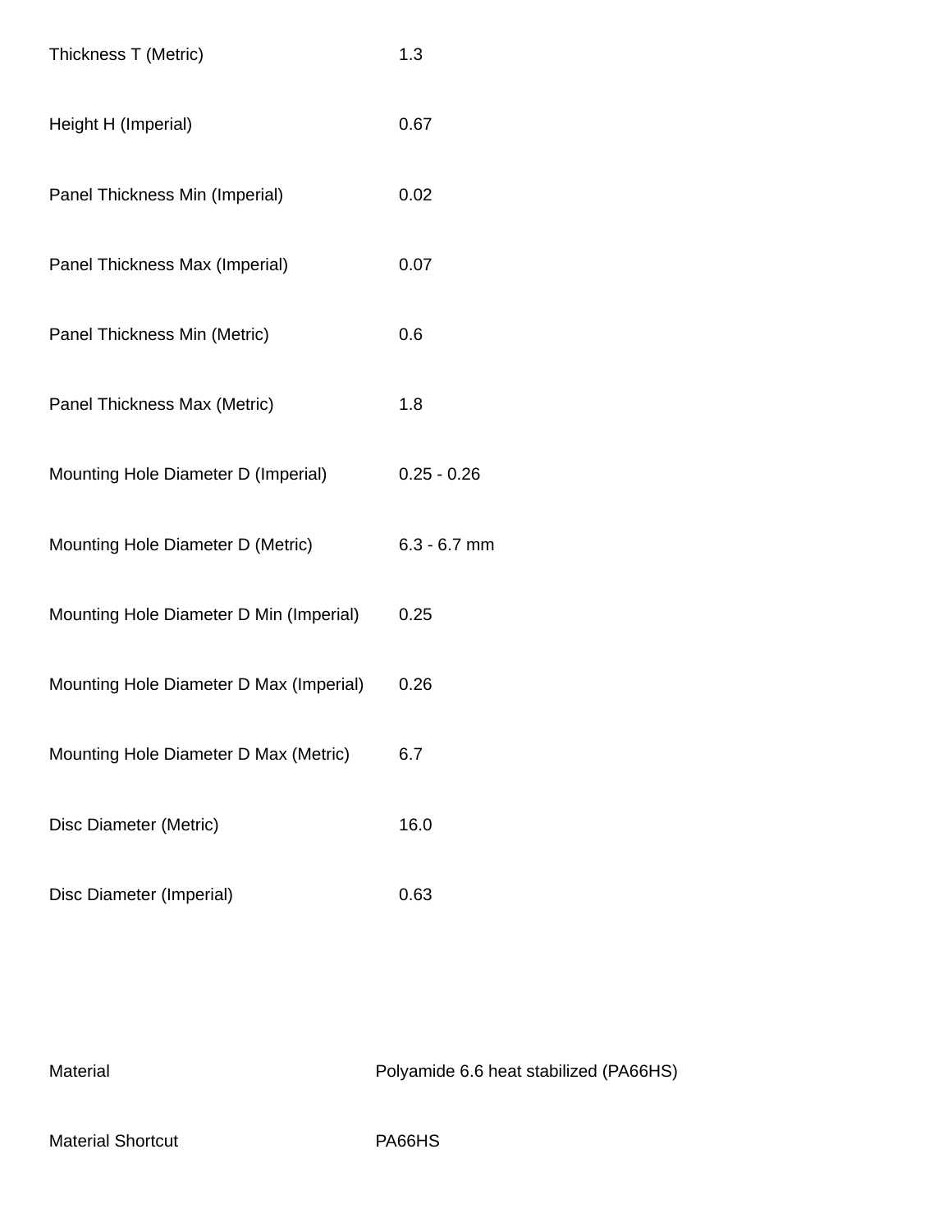| | |
|---|---|
| Thickness T (Metric) | 1.3 |
| Height H (Imperial) | 0.67 |
| Panel Thickness Min (Imperial) | 0.02 |
| Panel Thickness Max (Imperial) | 0.07 |
| Panel Thickness Min (Metric) | 0.6 |
| Panel Thickness Max (Metric) | 1.8 |
| Mounting Hole Diameter D (Imperial) | 0.25 - 0.26 |
| Mounting Hole Diameter D (Metric) | 6.3 - 6.7 mm |
| Mounting Hole Diameter D Min (Imperial) | 0.25 |
| Mounting Hole Diameter D Max (Imperial) | 0.26 |
| Mounting Hole Diameter D Max (Metric) | 6.7 |
| Disc Diameter (Metric) | 16.0 |
| Disc Diameter (Imperial) | 0.63 |

| | |
|---|---|
| Material | Polyamide 6.6 heat stabilized (PA66HS) |
| Material Shortcut | PA66HS |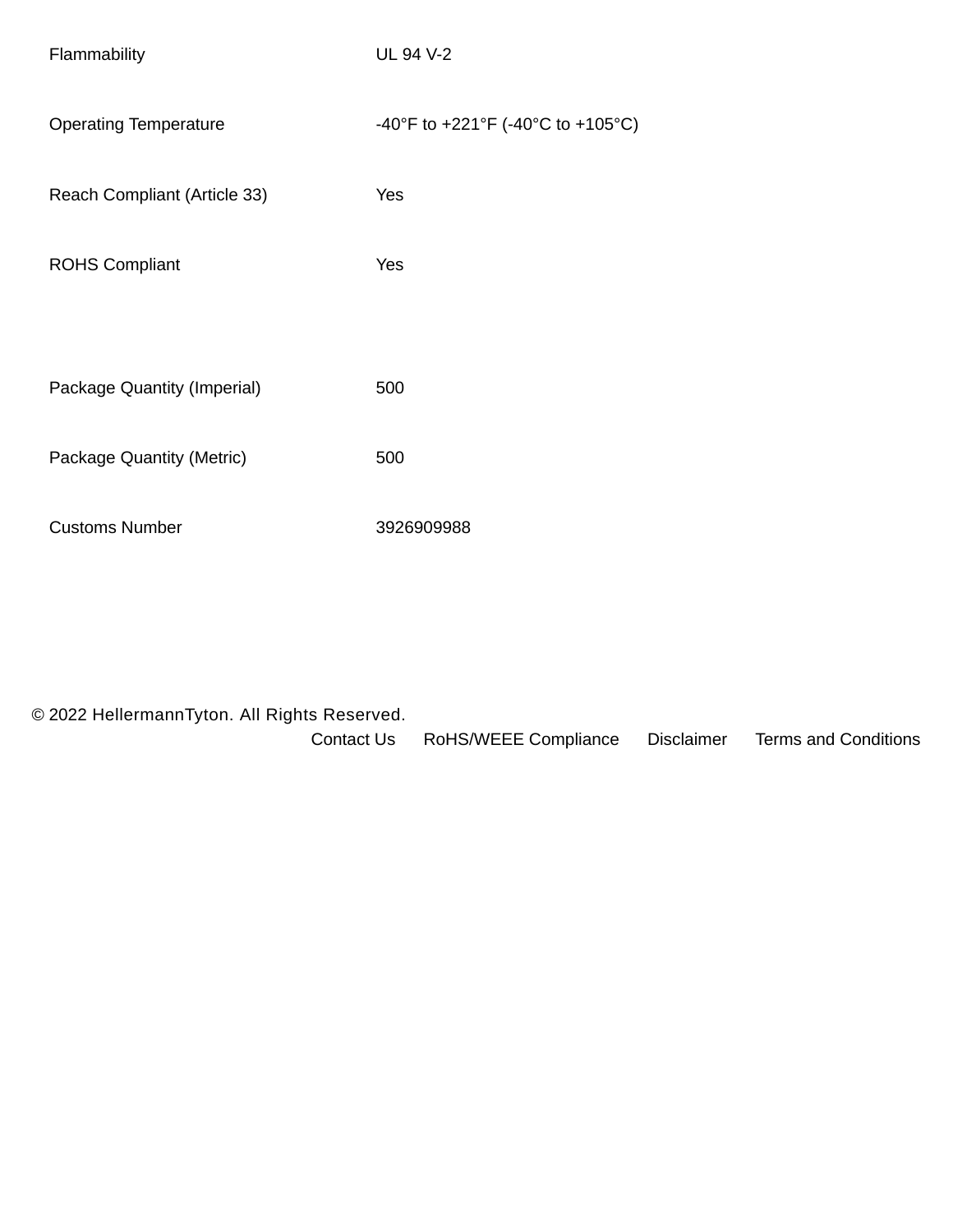| | |
|---|---|
| Flammability | UL 94 V-2 |
| Operating Temperature | -40°F to +221°F (-40°C to +105°C) |
| Reach Compliant (Article 33) | Yes |
| ROHS Compliant | Yes |

| | |
|---|---|
| Package Quantity (Imperial) | 500 |
| Package Quantity (Metric) | 500 |
| Customs Number | 3926909988 |

© 2022 HellermannTyton. All Rights Reserved.

Contact Us RoHS/WEEE Compliance Disclaimer Terms and Conditions